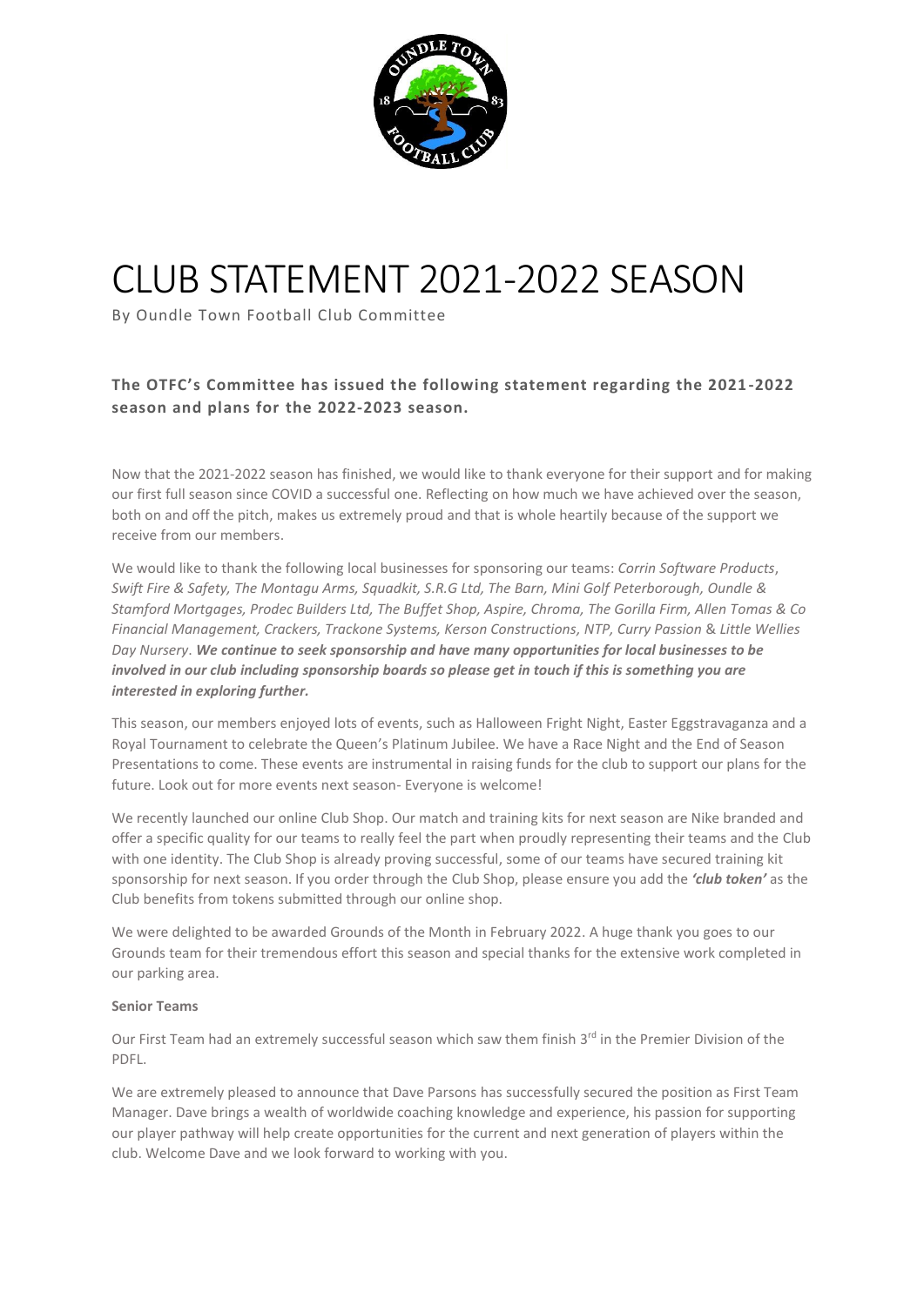# CLUB STATEMENT 2021-2022 SEASON

By Oundle Town Football Club Committee

**The OTFC's Committee has issued the following statement regarding the 2021-2022 season and plans for the 2022-2023 season.**

Now that the 2021-2022 season has finished, we would like to thank everyone for their support and for making our first full season since COVID a successful one. Reflecting on how much we have achieved over the season, both on and off the pitch, makes us extremely proud and that is whole heartily because of the support we receive from our members.

We would like to thank the following local businesses for sponsoring our teams: *Corrin Software Products*, *Swift Fire & Safety, The Montagu Arms, Squadkit, S.R.G Ltd, The Barn, Mini Golf Peterborough, Oundle & Stamford Mortgages, Prodec Builders Ltd, The Buffet Shop, Aspire, Chroma, The Gorilla Firm, Allen Tomas & Co Financial Management, Crackers, Trackone Systems, Kerson Constructions, NTP, Curry Passion* & *Little Wellies Day Nursery*. ***We continue to seek sponsorship and have many opportunities for local businesses to be involved in our club including sponsorship boards so please get in touch if this is something you are interested in exploring further.***

This season, our members enjoyed lots of events, such as Halloween Fright Night, Easter Eggstravaganza and a Royal Tournament to celebrate the Queen's Platinum Jubilee. We have a Race Night and the End of Season Presentations to come. These events are instrumental in raising funds for the club to support our plans for the future. Look out for more events next season- Everyone is welcome!

We recently launched our online Club Shop. Our match and training kits for next season are Nike branded and offer a specific quality for our teams to really feel the part when proudly representing their teams and the Club with one identity. The Club Shop is already proving successful, some of our teams have secured training kit sponsorship for next season. If you order through the Club Shop, please ensure you add the ***'club token'*** as the Club benefits from tokens submitted through our online shop.

We were delighted to be awarded Grounds of the Month in February 2022. A huge thank you goes to our Grounds team for their tremendous effort this season and special thanks for the extensive work completed in our parking area.

**Senior Teams**

Our First Team had an extremely successful season which saw them finish 3rd in the Premier Division of the PDFL.

We are extremely pleased to announce that Dave Parsons has successfully secured the position as First Team Manager. Dave brings a wealth of worldwide coaching knowledge and experience, his passion for supporting our player pathway will help create opportunities for the current and next generation of players within the club. Welcome Dave and we look forward to working with you.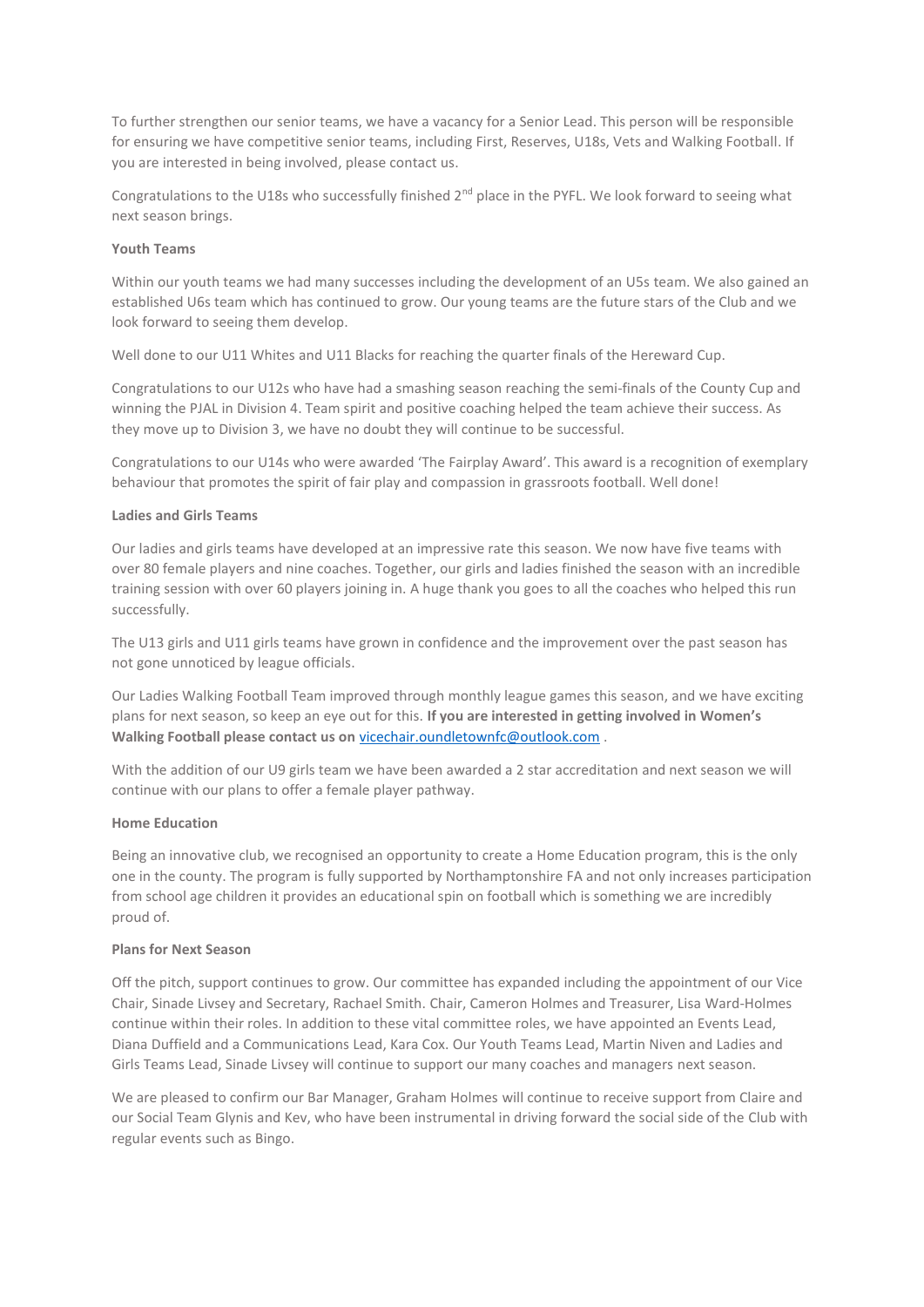To further strengthen our senior teams, we have a vacancy for a Senior Lead. This person will be responsible for ensuring we have competitive senior teams, including First, Reserves, U18s, Vets and Walking Football. If you are interested in being involved, please contact us.

Congratulations to the U18s who successfully finished 2nd place in the PYFL. We look forward to seeing what next season brings.

**Youth Teams**

Within our youth teams we had many successes including the development of an U5s team. We also gained an established U6s team which has continued to grow. Our young teams are the future stars of the Club and we look forward to seeing them develop.

Well done to our U11 Whites and U11 Blacks for reaching the quarter finals of the Hereward Cup.

Congratulations to our U12s who have had a smashing season reaching the semi-finals of the County Cup and winning the PJAL in Division 4. Team spirit and positive coaching helped the team achieve their success. As they move up to Division 3, we have no doubt they will continue to be successful.

Congratulations to our U14s who were awarded 'The Fairplay Award'. This award is a recognition of exemplary behaviour that promotes the spirit of fair play and compassion in grassroots football. Well done!

**Ladies and Girls Teams**

Our ladies and girls teams have developed at an impressive rate this season. We now have five teams with over 80 female players and nine coaches. Together, our girls and ladies finished the season with an incredible training session with over 60 players joining in. A huge thank you goes to all the coaches who helped this run successfully.

The U13 girls and U11 girls teams have grown in confidence and the improvement over the past season has not gone unnoticed by league officials.

Our Ladies Walking Football Team improved through monthly league games this season, and we have exciting plans for next season, so keep an eye out for this. **If you are interested in getting involved in Women's Walking Football please contact us on** [vicechair.oundletownfc@outlook.com](mailto:vicechair.oundletownfc@outlook.com) .

With the addition of our U9 girls team we have been awarded a 2 star accreditation and next season we will continue with our plans to offer a female player pathway.

**Home Education**

Being an innovative club, we recognised an opportunity to create a Home Education program, this is the only one in the county. The program is fully supported by Northamptonshire FA and not only increases participation from school age children it provides an educational spin on football which is something we are incredibly proud of.

**Plans for Next Season**

Off the pitch, support continues to grow. Our committee has expanded including the appointment of our Vice Chair, Sinade Livsey and Secretary, Rachael Smith. Chair, Cameron Holmes and Treasurer, Lisa Ward-Holmes continue within their roles. In addition to these vital committee roles, we have appointed an Events Lead, Diana Duffield and a Communications Lead, Kara Cox. Our Youth Teams Lead, Martin Niven and Ladies and Girls Teams Lead, Sinade Livsey will continue to support our many coaches and managers next season.

We are pleased to confirm our Bar Manager, Graham Holmes will continue to receive support from Claire and our Social Team Glynis and Kev, who have been instrumental in driving forward the social side of the Club with regular events such as Bingo.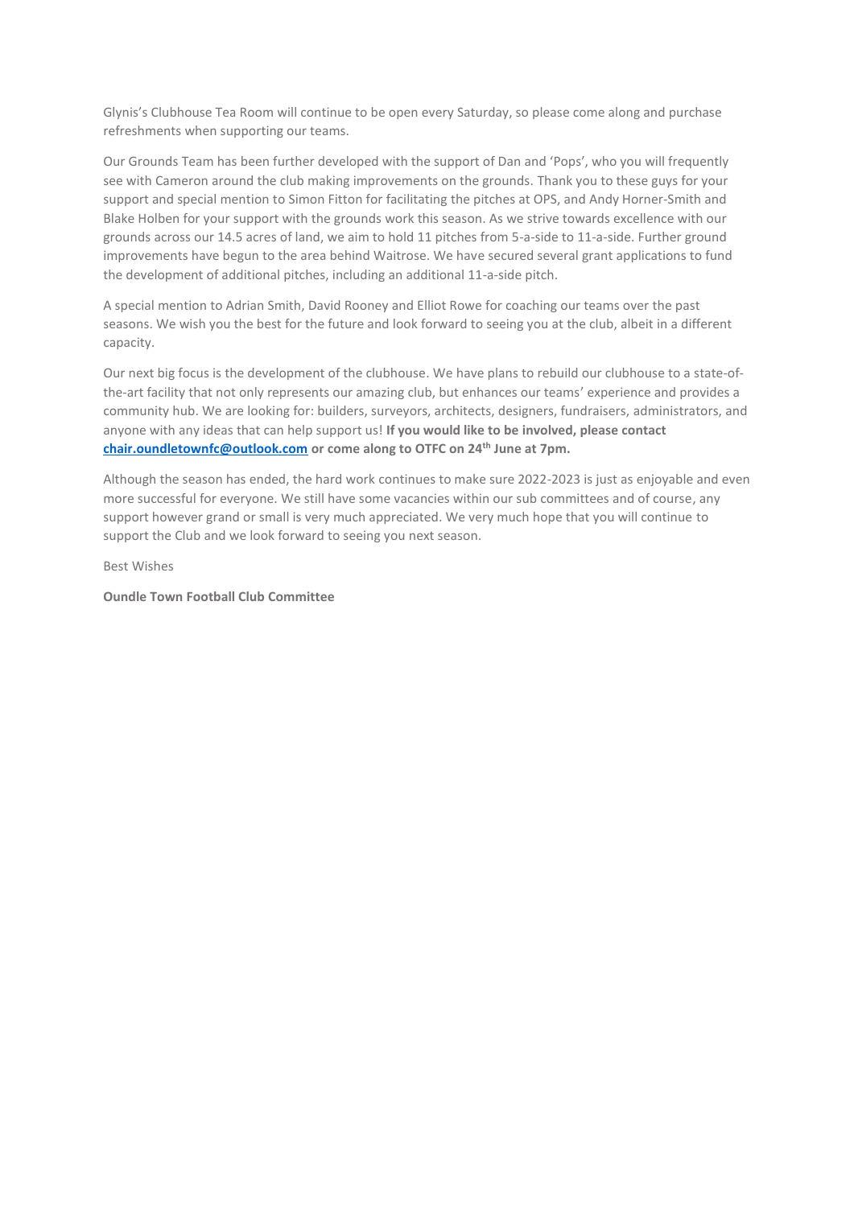Glynis's Clubhouse Tea Room will continue to be open every Saturday, so please come along and purchase refreshments when supporting our teams.

Our Grounds Team has been further developed with the support of Dan and 'Pops', who you will frequently see with Cameron around the club making improvements on the grounds. Thank you to these guys for your support and special mention to Simon Fitton for facilitating the pitches at OPS, and Andy Horner-Smith and Blake Holben for your support with the grounds work this season. As we strive towards excellence with our grounds across our 14.5 acres of land, we aim to hold 11 pitches from 5-a-side to 11-a-side. Further ground improvements have begun to the area behind Waitrose. We have secured several grant applications to fund the development of additional pitches, including an additional 11-a-side pitch.

A special mention to Adrian Smith, David Rooney and Elliot Rowe for coaching our teams over the past seasons. We wish you the best for the future and look forward to seeing you at the club, albeit in a different capacity.

Our next big focus is the development of the clubhouse. We have plans to rebuild our clubhouse to a state-of-the-art facility that not only represents our amazing club, but enhances our teams' experience and provides a community hub. We are looking for: builders, surveyors, architects, designers, fundraisers, administrators, and anyone with any ideas that can help support us! **If you would like to be involved, please contact [chair.oundletownfc@outlook.com](mailto:chair.oundletownfc@outlook.com) or come along to OTFC on 24th June at 7pm.**

Although the season has ended, the hard work continues to make sure 2022-2023 is just as enjoyable and even more successful for everyone. We still have some vacancies within our sub committees and of course, any support however grand or small is very much appreciated. We very much hope that you will continue to support the Club and we look forward to seeing you next season.

Best Wishes

**Oundle Town Football Club Committee**